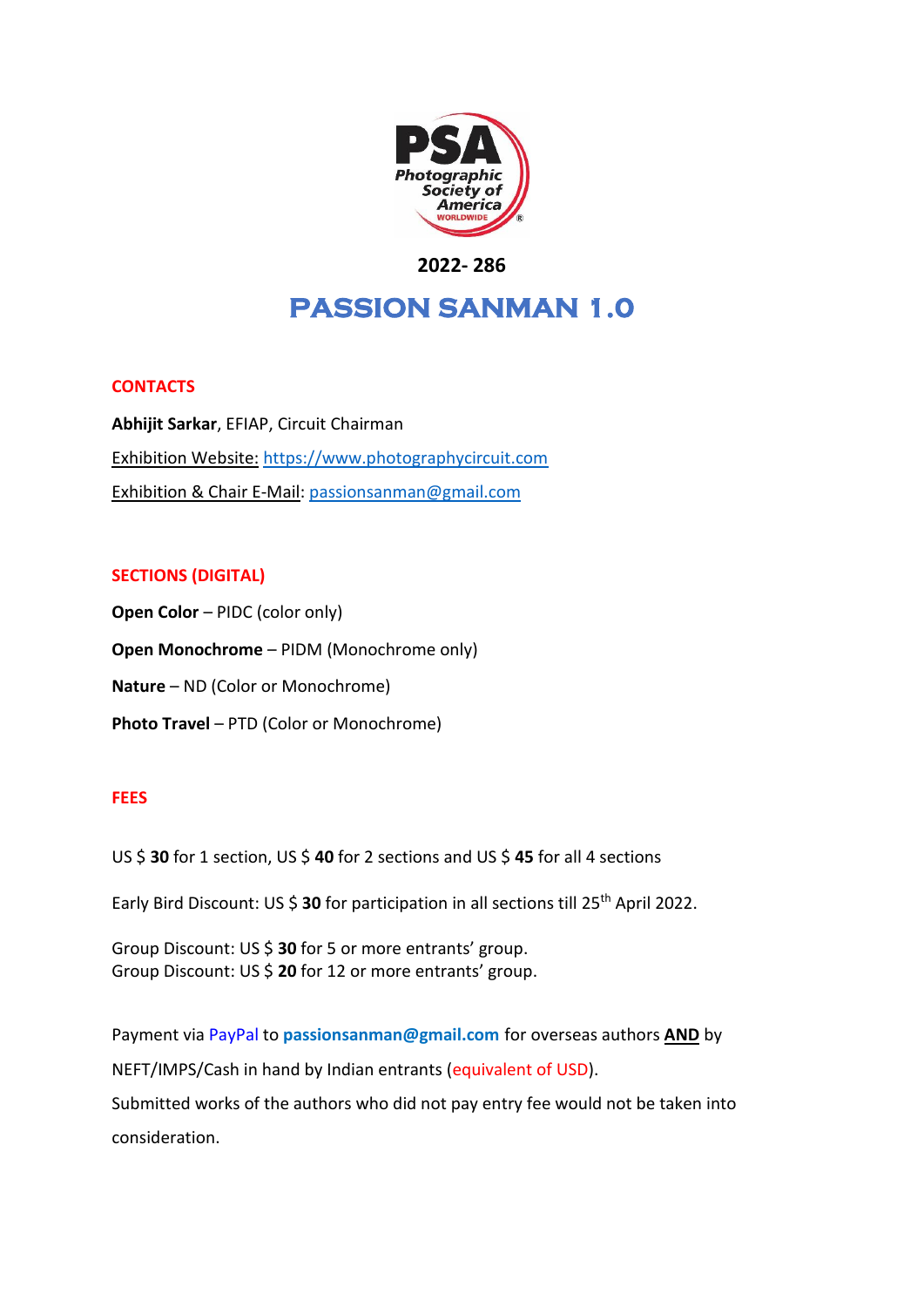**2022- 286**

# PASSION SANMAN 1.0

## CONTACTS

**Abhijit Sarkar**, EFIAP, Circuit Chairman

Exhibition Website: https://www.photographycircuit.com

Exhibition & Chair E-Mail: passionsanman@gmail.com

## SECTIONS (DIGITAL)

**Open Color** – PIDC (color only)

**Open Monochrome** – PIDM (Monochrome only)

**Nature** – ND (Color or Monochrome)

**Photo Travel** – PTD (Color or Monochrome)

## FEES

US $ **30** for 1 section, US $ **40** for 2 sections and US $ **45** for all 4 sections

Early Bird Discount: US $ **30** for participation in all sections till 25th April 2022.

Group Discount: US $ **30** for 5 or more entrants' group.
Group Discount: US $ **20** for 12 or more entrants' group.

Payment via PayPal to **passionsanman@gmail.com** for overseas authors **AND** by NEFT/IMPS/Cash in hand by Indian entrants (equivalent of USD).

Submitted works of the authors who did not pay entry fee would not be taken into consideration.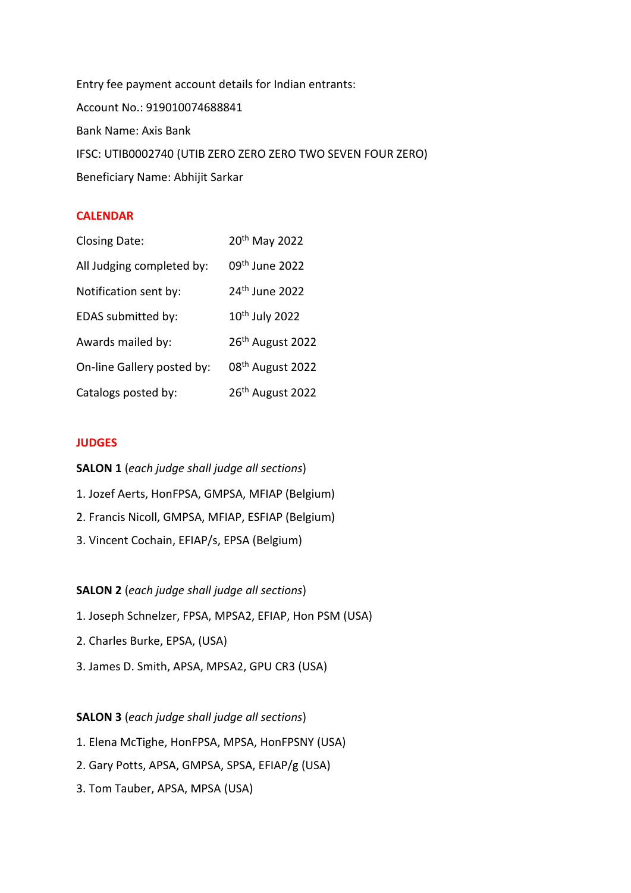Entry fee payment account details for Indian entrants:

Account No.: 919010074688841

Bank Name: Axis Bank

IFSC: UTIB0002740 (UTIB ZERO ZERO ZERO TWO SEVEN FOUR ZERO)

Beneficiary Name: Abhijit Sarkar

## CALENDAR

| | |
|---|---|
| Closing Date: | 20th May 2022 |
| All Judging completed by: | 09th June 2022 |
| Notification sent by: | 24th June 2022 |
| EDAS submitted by: | 10th July 2022 |
| Awards mailed by: | 26th August 2022 |
| On-line Gallery posted by: | 08th August 2022 |
| Catalogs posted by: | 26th August 2022 |

## JUDGES

**SALON 1** (*each judge shall judge all sections*)

1. Jozef Aerts, HonFPSA, GMPSA, MFIAP (Belgium)
2. Francis Nicoll, GMPSA, MFIAP, ESFIAP (Belgium)
3. Vincent Cochain, EFIAP/s, EPSA (Belgium)

**SALON 2** (*each judge shall judge all sections*)

1. Joseph Schnelzer, FPSA, MPSA2, EFIAP, Hon PSM (USA)
2. Charles Burke, EPSA, (USA)
3. James D. Smith, APSA, MPSA2, GPU CR3 (USA)

**SALON 3** (*each judge shall judge all sections*)

1. Elena McTighe, HonFPSA, MPSA, HonFPSNY (USA)
2. Gary Potts, APSA, GMPSA, SPSA, EFIAP/g (USA)
3. Tom Tauber, APSA, MPSA (USA)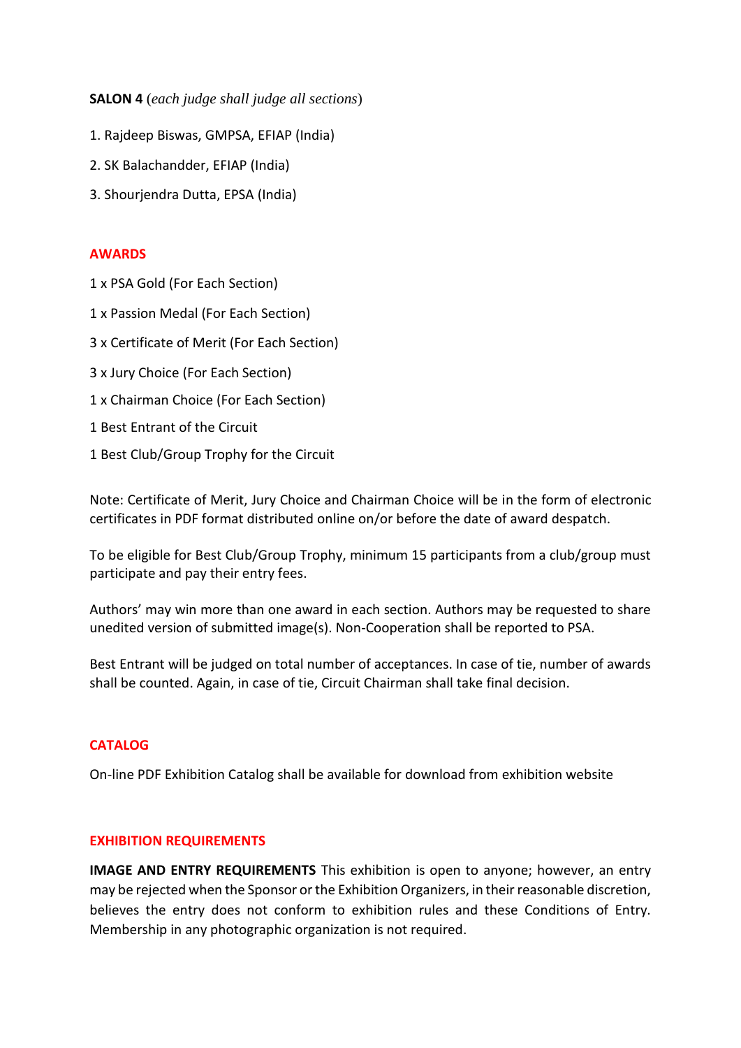**SALON 4** (*each judge shall judge all sections*)

1. Rajdeep Biswas, GMPSA, EFIAP (India)
2. SK Balachandder, EFIAP (India)
3. Shourjendra Dutta, EPSA (India)

## AWARDS

1 x PSA Gold (For Each Section)

1 x Passion Medal (For Each Section)

3 x Certificate of Merit (For Each Section)

3 x Jury Choice (For Each Section)

1 x Chairman Choice (For Each Section)

1 Best Entrant of the Circuit

1 Best Club/Group Trophy for the Circuit

Note: Certificate of Merit, Jury Choice and Chairman Choice will be in the form of electronic certificates in PDF format distributed online on/or before the date of award despatch.

To be eligible for Best Club/Group Trophy, minimum 15 participants from a club/group must participate and pay their entry fees.

Authors' may win more than one award in each section. Authors may be requested to share unedited version of submitted image(s). Non-Cooperation shall be reported to PSA.

Best Entrant will be judged on total number of acceptances. In case of tie, number of awards shall be counted. Again, in case of tie, Circuit Chairman shall take final decision.

## CATALOG

On-line PDF Exhibition Catalog shall be available for download from exhibition website

## EXHIBITION REQUIREMENTS

**IMAGE AND ENTRY REQUIREMENTS** This exhibition is open to anyone; however, an entry may be rejected when the Sponsor or the Exhibition Organizers, in their reasonable discretion, believes the entry does not conform to exhibition rules and these Conditions of Entry. Membership in any photographic organization is not required.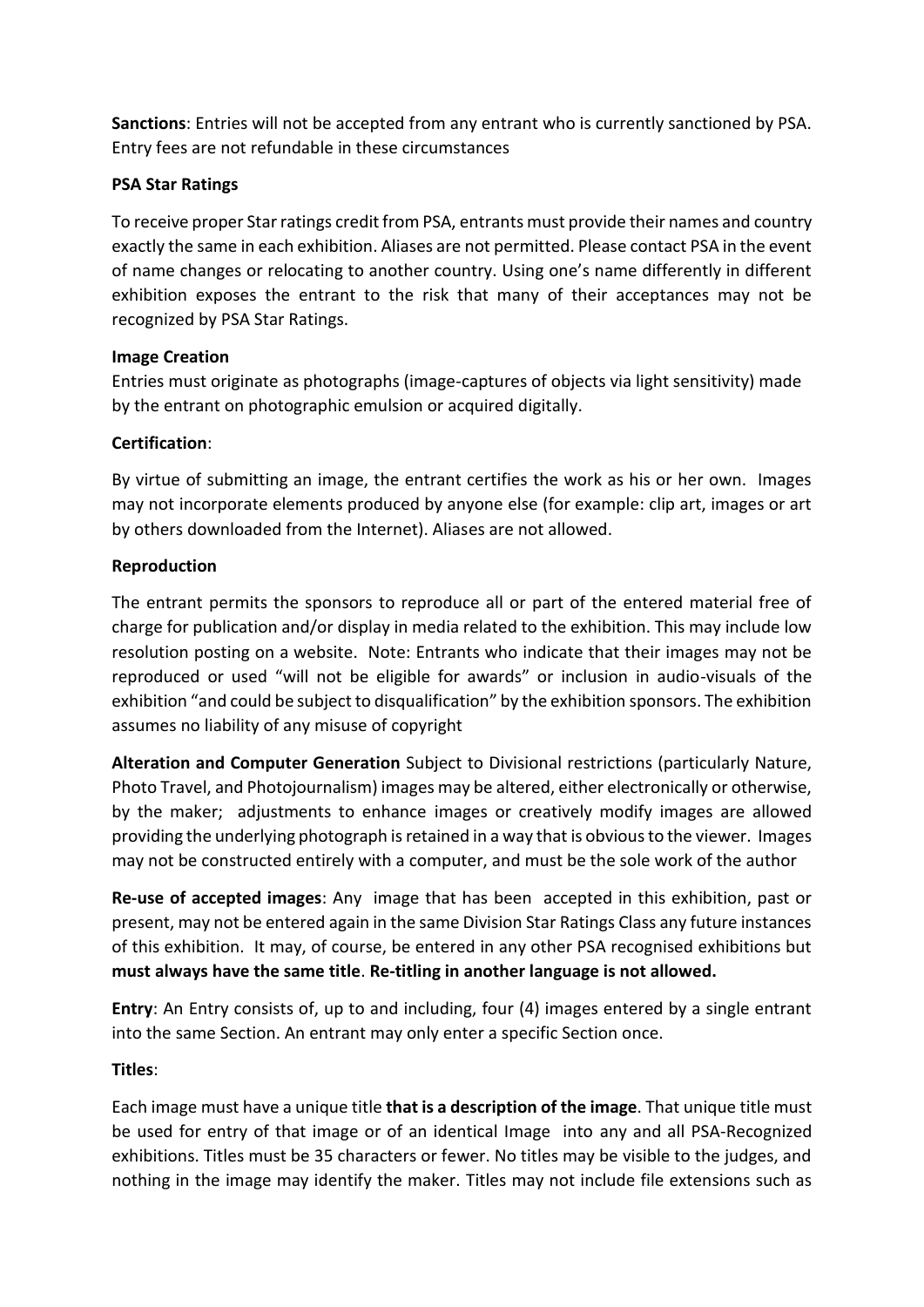**Sanctions**: Entries will not be accepted from any entrant who is currently sanctioned by PSA. Entry fees are not refundable in these circumstances

**PSA Star Ratings**

To receive proper Star ratings credit from PSA, entrants must provide their names and country exactly the same in each exhibition. Aliases are not permitted. Please contact PSA in the event of name changes or relocating to another country. Using one's name differently in different exhibition exposes the entrant to the risk that many of their acceptances may not be recognized by PSA Star Ratings.

**Image Creation**

Entries must originate as photographs (image-captures of objects via light sensitivity) made by the entrant on photographic emulsion or acquired digitally.

**Certification**:

By virtue of submitting an image, the entrant certifies the work as his or her own. Images may not incorporate elements produced by anyone else (for example: clip art, images or art by others downloaded from the Internet). Aliases are not allowed.

**Reproduction**

The entrant permits the sponsors to reproduce all or part of the entered material free of charge for publication and/or display in media related to the exhibition. This may include low resolution posting on a website. Note: Entrants who indicate that their images may not be reproduced or used "will not be eligible for awards" or inclusion in audio-visuals of the exhibition "and could be subject to disqualification" by the exhibition sponsors. The exhibition assumes no liability of any misuse of copyright

**Alteration and Computer Generation** Subject to Divisional restrictions (particularly Nature, Photo Travel, and Photojournalism) images may be altered, either electronically or otherwise, by the maker; adjustments to enhance images or creatively modify images are allowed providing the underlying photograph is retained in a way that is obvious to the viewer. Images may not be constructed entirely with a computer, and must be the sole work of the author

**Re-use of accepted images**: Any image that has been accepted in this exhibition, past or present, may not be entered again in the same Division Star Ratings Class any future instances of this exhibition. It may, of course, be entered in any other PSA recognised exhibitions but **must always have the same title**. **Re-titling in another language is not allowed.**

**Entry**: An Entry consists of, up to and including, four (4) images entered by a single entrant into the same Section. An entrant may only enter a specific Section once.

**Titles**:

Each image must have a unique title **that is a description of the image**. That unique title must be used for entry of that image or of an identical Image into any and all PSA-Recognized exhibitions. Titles must be 35 characters or fewer. No titles may be visible to the judges, and nothing in the image may identify the maker. Titles may not include file extensions such as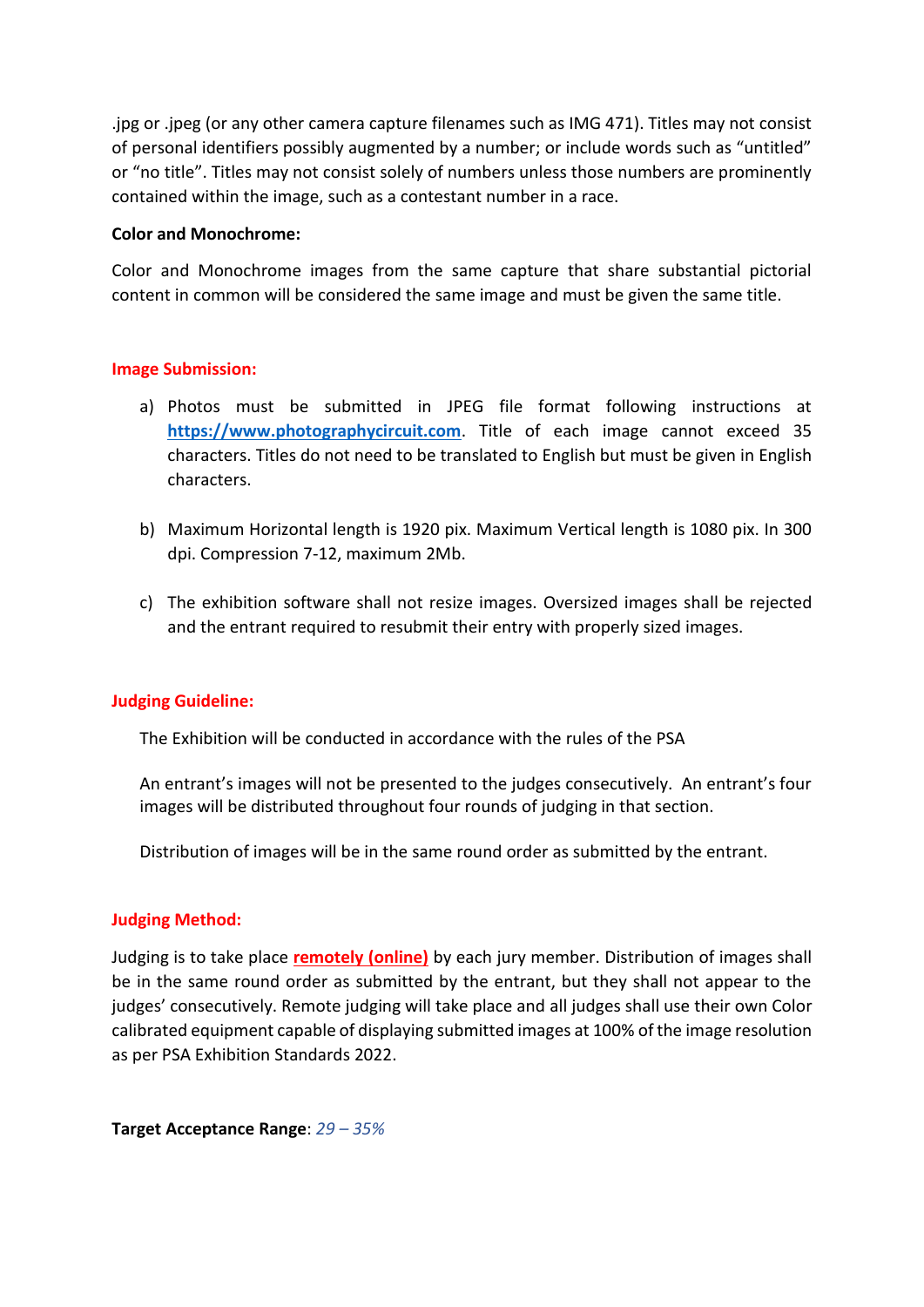.jpg or .jpeg (or any other camera capture filenames such as IMG 471). Titles may not consist of personal identifiers possibly augmented by a number; or include words such as "untitled" or "no title". Titles may not consist solely of numbers unless those numbers are prominently contained within the image, such as a contestant number in a race.

**Color and Monochrome:**

Color and Monochrome images from the same capture that share substantial pictorial content in common will be considered the same image and must be given the same title.

## Image Submission:

a) Photos must be submitted in JPEG file format following instructions at [https://www.photographycircuit.com](https://www.photographycircuit.com). Title of each image cannot exceed 35 characters. Titles do not need to be translated to English but must be given in English characters.

b) Maximum Horizontal length is 1920 pix. Maximum Vertical length is 1080 pix. In 300 dpi. Compression 7-12, maximum 2Mb.

c) The exhibition software shall not resize images. Oversized images shall be rejected and the entrant required to resubmit their entry with properly sized images.

## Judging Guideline:

The Exhibition will be conducted in accordance with the rules of the PSA

An entrant's images will not be presented to the judges consecutively. An entrant's four images will be distributed throughout four rounds of judging in that section.

Distribution of images will be in the same round order as submitted by the entrant.

## Judging Method:

Judging is to take place **remotely (online)** by each jury member. Distribution of images shall be in the same round order as submitted by the entrant, but they shall not appear to the judges' consecutively. Remote judging will take place and all judges shall use their own Color calibrated equipment capable of displaying submitted images at 100% of the image resolution as per PSA Exhibition Standards 2022.

**Target Acceptance Range**: *29 – 35%*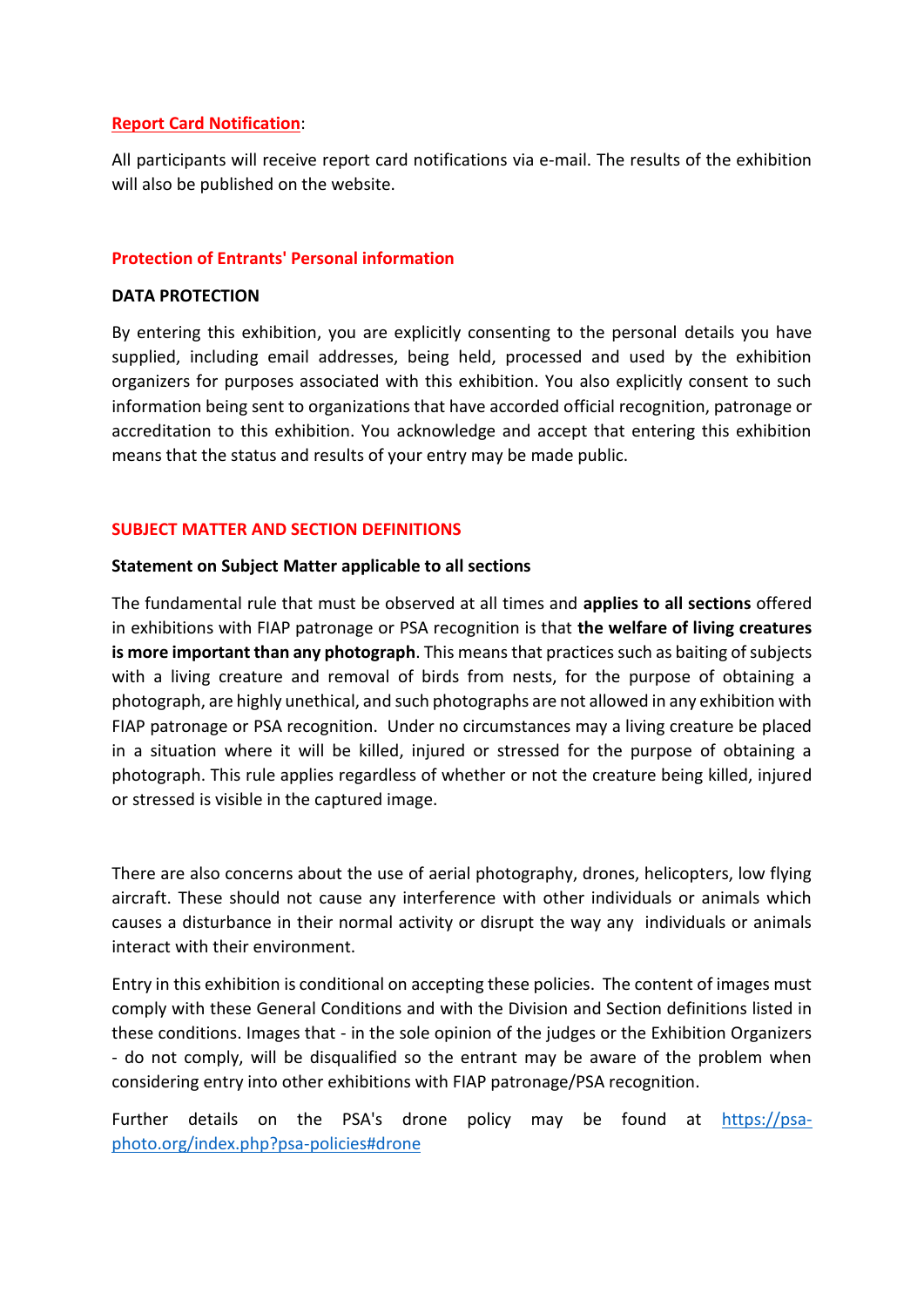**Report Card Notification**:

All participants will receive report card notifications via e-mail. The results of the exhibition will also be published on the website.

## Protection of Entrants' Personal information

**DATA PROTECTION**

By entering this exhibition, you are explicitly consenting to the personal details you have supplied, including email addresses, being held, processed and used by the exhibition organizers for purposes associated with this exhibition. You also explicitly consent to such information being sent to organizations that have accorded official recognition, patronage or accreditation to this exhibition. You acknowledge and accept that entering this exhibition means that the status and results of your entry may be made public.

## SUBJECT MATTER AND SECTION DEFINITIONS

**Statement on Subject Matter applicable to all sections**

The fundamental rule that must be observed at all times and **applies to all sections** offered in exhibitions with FIAP patronage or PSA recognition is that **the welfare of living creatures is more important than any photograph**. This means that practices such as baiting of subjects with a living creature and removal of birds from nests, for the purpose of obtaining a photograph, are highly unethical, and such photographs are not allowed in any exhibition with FIAP patronage or PSA recognition. Under no circumstances may a living creature be placed in a situation where it will be killed, injured or stressed for the purpose of obtaining a photograph. This rule applies regardless of whether or not the creature being killed, injured or stressed is visible in the captured image.

There are also concerns about the use of aerial photography, drones, helicopters, low flying aircraft. These should not cause any interference with other individuals or animals which causes a disturbance in their normal activity or disrupt the way any individuals or animals interact with their environment.

Entry in this exhibition is conditional on accepting these policies. The content of images must comply with these General Conditions and with the Division and Section definitions listed in these conditions. Images that - in the sole opinion of the judges or the Exhibition Organizers - do not comply, will be disqualified so the entrant may be aware of the problem when considering entry into other exhibitions with FIAP patronage/PSA recognition.

Further details on the PSA's drone policy may be found at https://psa-photo.org/index.php?psa-policies#drone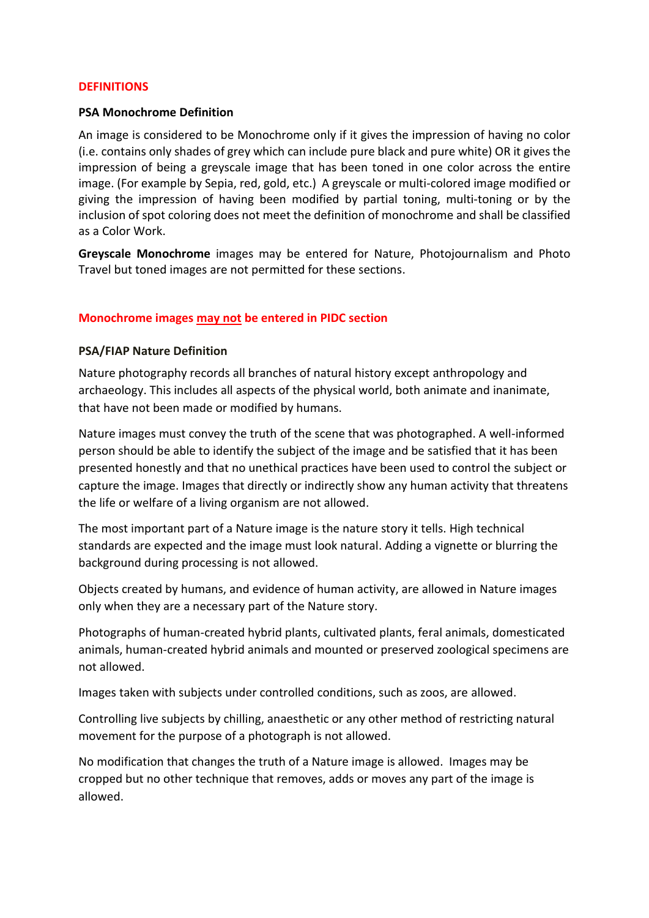## DEFINITIONS

### PSA Monochrome Definition

An image is considered to be Monochrome only if it gives the impression of having no color (i.e. contains only shades of grey which can include pure black and pure white) OR it gives the impression of being a greyscale image that has been toned in one color across the entire image. (For example by Sepia, red, gold, etc.) A greyscale or multi-colored image modified or giving the impression of having been modified by partial toning, multi-toning or by the inclusion of spot coloring does not meet the definition of monochrome and shall be classified as a Color Work.

**Greyscale Monochrome** images may be entered for Nature, Photojournalism and Photo Travel but toned images are not permitted for these sections.

**Monochrome images <u>may not</u> be entered in PIDC section**

### PSA/FIAP Nature Definition

Nature photography records all branches of natural history except anthropology and archaeology. This includes all aspects of the physical world, both animate and inanimate, that have not been made or modified by humans.

Nature images must convey the truth of the scene that was photographed. A well-informed person should be able to identify the subject of the image and be satisfied that it has been presented honestly and that no unethical practices have been used to control the subject or capture the image. Images that directly or indirectly show any human activity that threatens the life or welfare of a living organism are not allowed.

The most important part of a Nature image is the nature story it tells. High technical standards are expected and the image must look natural. Adding a vignette or blurring the background during processing is not allowed.

Objects created by humans, and evidence of human activity, are allowed in Nature images only when they are a necessary part of the Nature story.

Photographs of human-created hybrid plants, cultivated plants, feral animals, domesticated animals, human-created hybrid animals and mounted or preserved zoological specimens are not allowed.

Images taken with subjects under controlled conditions, such as zoos, are allowed.

Controlling live subjects by chilling, anaesthetic or any other method of restricting natural movement for the purpose of a photograph is not allowed.

No modification that changes the truth of a Nature image is allowed. Images may be cropped but no other technique that removes, adds or moves any part of the image is allowed.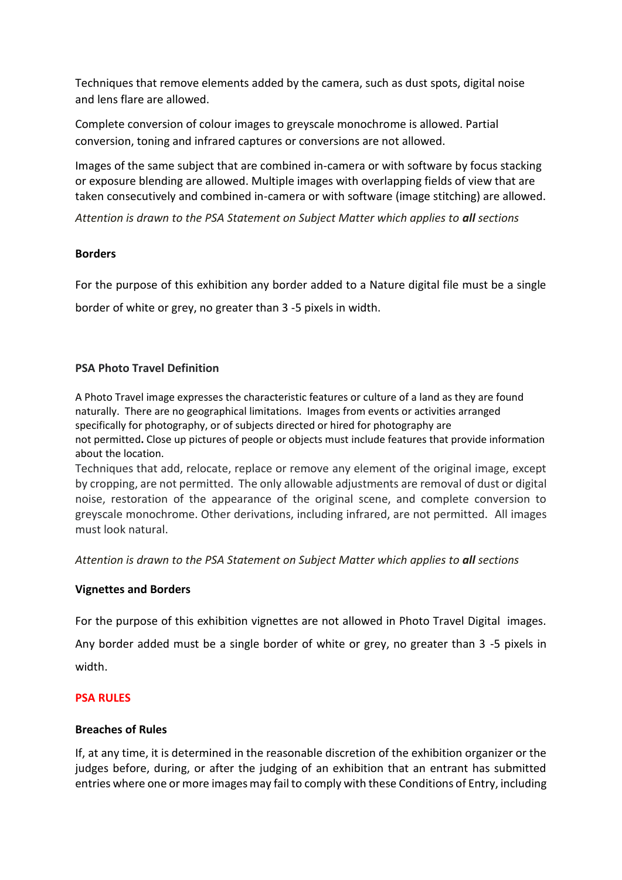Techniques that remove elements added by the camera, such as dust spots, digital noise and lens flare are allowed.

Complete conversion of colour images to greyscale monochrome is allowed. Partial conversion, toning and infrared captures or conversions are not allowed.

Images of the same subject that are combined in-camera or with software by focus stacking or exposure blending are allowed. Multiple images with overlapping fields of view that are taken consecutively and combined in-camera or with software (image stitching) are allowed.

*Attention is drawn to the PSA Statement on Subject Matter which applies to* ***all*** *sections*

**Borders**

For the purpose of this exhibition any border added to a Nature digital file must be a single border of white or grey, no greater than 3 -5 pixels in width.

**PSA Photo Travel Definition**

A Photo Travel image expresses the characteristic features or culture of a land as they are found naturally. There are no geographical limitations. Images from events or activities arranged specifically for photography, or of subjects directed or hired for photography are not permitted**.** Close up pictures of people or objects must include features that provide information about the location.

Techniques that add, relocate, replace or remove any element of the original image, except by cropping, are not permitted. The only allowable adjustments are removal of dust or digital noise, restoration of the appearance of the original scene, and complete conversion to greyscale monochrome. Other derivations, including infrared, are not permitted. All images must look natural.

*Attention is drawn to the PSA Statement on Subject Matter which applies to* ***all*** *sections*

**Vignettes and Borders**

For the purpose of this exhibition vignettes are not allowed in Photo Travel Digital images. Any border added must be a single border of white or grey, no greater than 3 -5 pixels in width.

**PSA RULES**

**Breaches of Rules**

If, at any time, it is determined in the reasonable discretion of the exhibition organizer or the judges before, during, or after the judging of an exhibition that an entrant has submitted entries where one or more images may fail to comply with these Conditions of Entry, including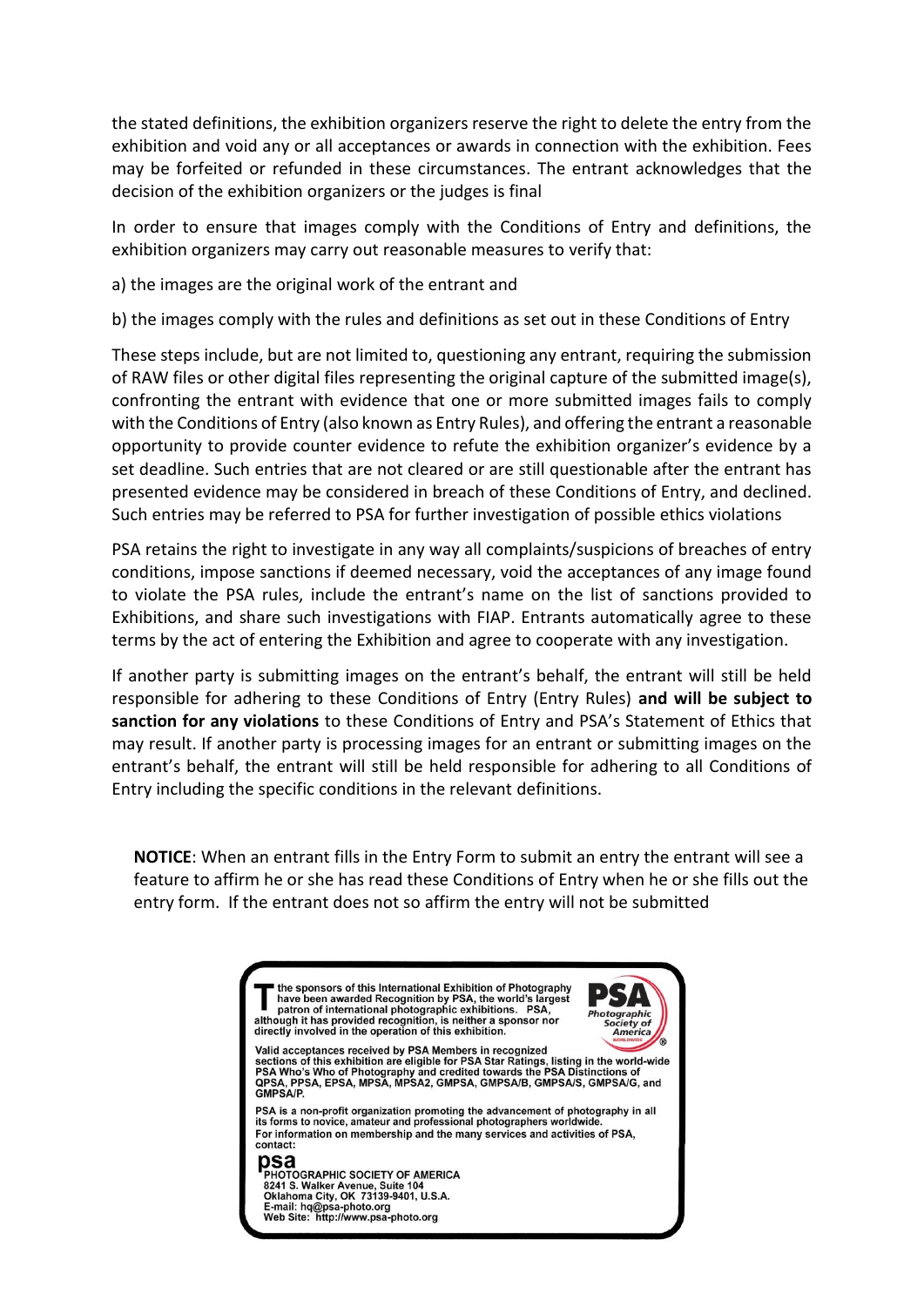the stated definitions, the exhibition organizers reserve the right to delete the entry from the exhibition and void any or all acceptances or awards in connection with the exhibition. Fees may be forfeited or refunded in these circumstances. The entrant acknowledges that the decision of the exhibition organizers or the judges is final

In order to ensure that images comply with the Conditions of Entry and definitions, the exhibition organizers may carry out reasonable measures to verify that:

a) the images are the original work of the entrant and

b) the images comply with the rules and definitions as set out in these Conditions of Entry

These steps include, but are not limited to, questioning any entrant, requiring the submission of RAW files or other digital files representing the original capture of the submitted image(s), confronting the entrant with evidence that one or more submitted images fails to comply with the Conditions of Entry (also known as Entry Rules), and offering the entrant a reasonable opportunity to provide counter evidence to refute the exhibition organizer's evidence by a set deadline. Such entries that are not cleared or are still questionable after the entrant has presented evidence may be considered in breach of these Conditions of Entry, and declined. Such entries may be referred to PSA for further investigation of possible ethics violations

PSA retains the right to investigate in any way all complaints/suspicions of breaches of entry conditions, impose sanctions if deemed necessary, void the acceptances of any image found to violate the PSA rules, include the entrant's name on the list of sanctions provided to Exhibitions, and share such investigations with FIAP. Entrants automatically agree to these terms by the act of entering the Exhibition and agree to cooperate with any investigation.

If another party is submitting images on the entrant's behalf, the entrant will still be held responsible for adhering to these Conditions of Entry (Entry Rules) **and will be subject to sanction for any violations** to these Conditions of Entry and PSA's Statement of Ethics that may result. If another party is processing images for an entrant or submitting images on the entrant's behalf, the entrant will still be held responsible for adhering to all Conditions of Entry including the specific conditions in the relevant definitions.

**NOTICE**: When an entrant fills in the Entry Form to submit an entry the entrant will see a feature to affirm he or she has read these Conditions of Entry when he or she fills out the entry form. If the entrant does not so affirm the entry will not be submitted

The sponsors of this International Exhibition of Photography have been awarded Recognition by PSA, the world's largest patron of international photographic exhibitions. PSA, although it has provided recognition, is neither a sponsor nor directly involved in the operation of this exhibition.

PSA
Photographic Society of America
WORLDWIDE

Valid acceptances received by PSA Members in recognized sections of this exhibition are eligible for PSA Star Ratings, listing in the world-wide PSA Who's Who of Photography and credited towards the PSA Distinctions of QPSA, PPSA, EPSA, MPSA, MPSA2, GMPSA, GMPSA/B, GMPSA/S, GMPSA/G, and GMPSA/P.

PSA is a non-profit organization promoting the advancement of photography in all its forms to novice, amateur and professional photographers worldwide.
For information on membership and the many services and activities of PSA, contact:

psa
PHOTOGRAPHIC SOCIETY OF AMERICA
8241 S. Walker Avenue, Suite 104
Oklahoma City, OK 73139-9401, U.S.A.
E-mail: hq@psa-photo.org
Web Site: http://www.psa-photo.org